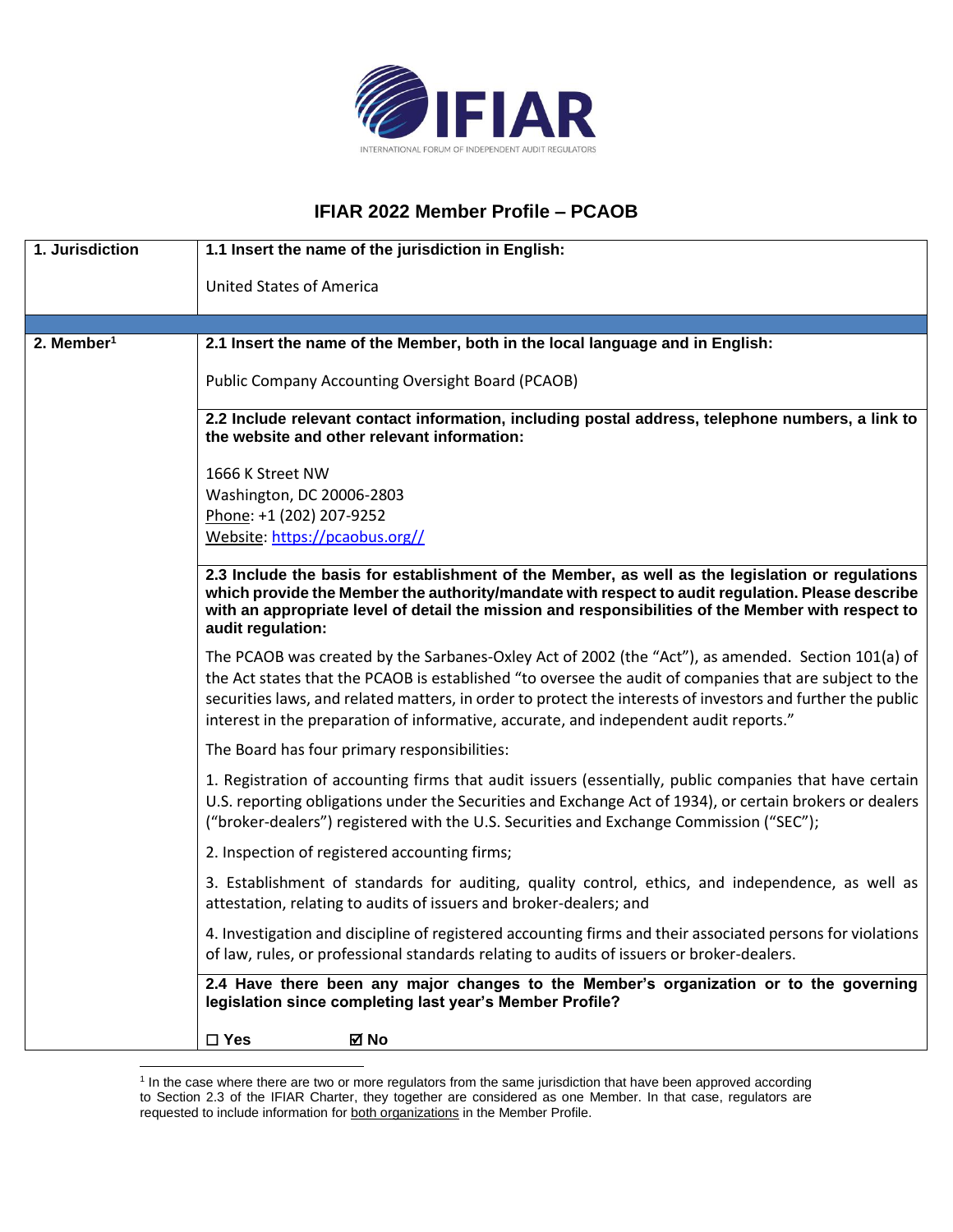# IFIAR 2022 Member Profile – PCAOB

| 1. Jurisdiction | 1.1 Insert the name of the jurisdiction in English: |
|---|---|
| | United States of America |
| 2. Member[1] | **2.1 Insert the name of the Member, both in the local language and in English:** |
| | Public Company Accounting Oversight Board (PCAOB) |
| | **2.2 Include relevant contact information, including postal address, telephone numbers, a link to the website and other relevant information:** |
| | 1666 K Street NW<br>Washington, DC 20006-2803<br>Phone: +1 (202) 207-9252<br>Website: https://pcaobus.org// |
| | **2.3 Include the basis for establishment of the Member, as well as the legislation or regulations which provide the Member the authority/mandate with respect to audit regulation. Please describe with an appropriate level of detail the mission and responsibilities of the Member with respect to audit regulation:** |
| | The PCAOB was created by the Sarbanes-Oxley Act of 2002 (the "Act"), as amended. Section 101(a) of the Act states that the PCAOB is established "to oversee the audit of companies that are subject to the securities laws, and related matters, in order to protect the interests of investors and further the public interest in the preparation of informative, accurate, and independent audit reports." |
| | The Board has four primary responsibilities: |
| | 1. Registration of accounting firms that audit issuers (essentially, public companies that have certain U.S. reporting obligations under the Securities and Exchange Act of 1934), or certain brokers or dealers ("broker-dealers") registered with the U.S. Securities and Exchange Commission ("SEC"); |
| | 2. Inspection of registered accounting firms; |
| | 3. Establishment of standards for auditing, quality control, ethics, and independence, as well as attestation, relating to audits of issuers and broker-dealers; and |
| | 4. Investigation and discipline of registered accounting firms and their associated persons for violations of law, rules, or professional standards relating to audits of issuers or broker-dealers. |
| | **2.4 Have there been any major changes to the Member's organization or to the governing legislation since completing last year's Member Profile?** |
| | ☐ **Yes** ☑ **No** |

[1] In the case where there are two or more regulators from the same jurisdiction that have been approved according to Section 2.3 of the IFIAR Charter, they together are considered as one Member. In that case, regulators are requested to include information for both organizations in the Member Profile.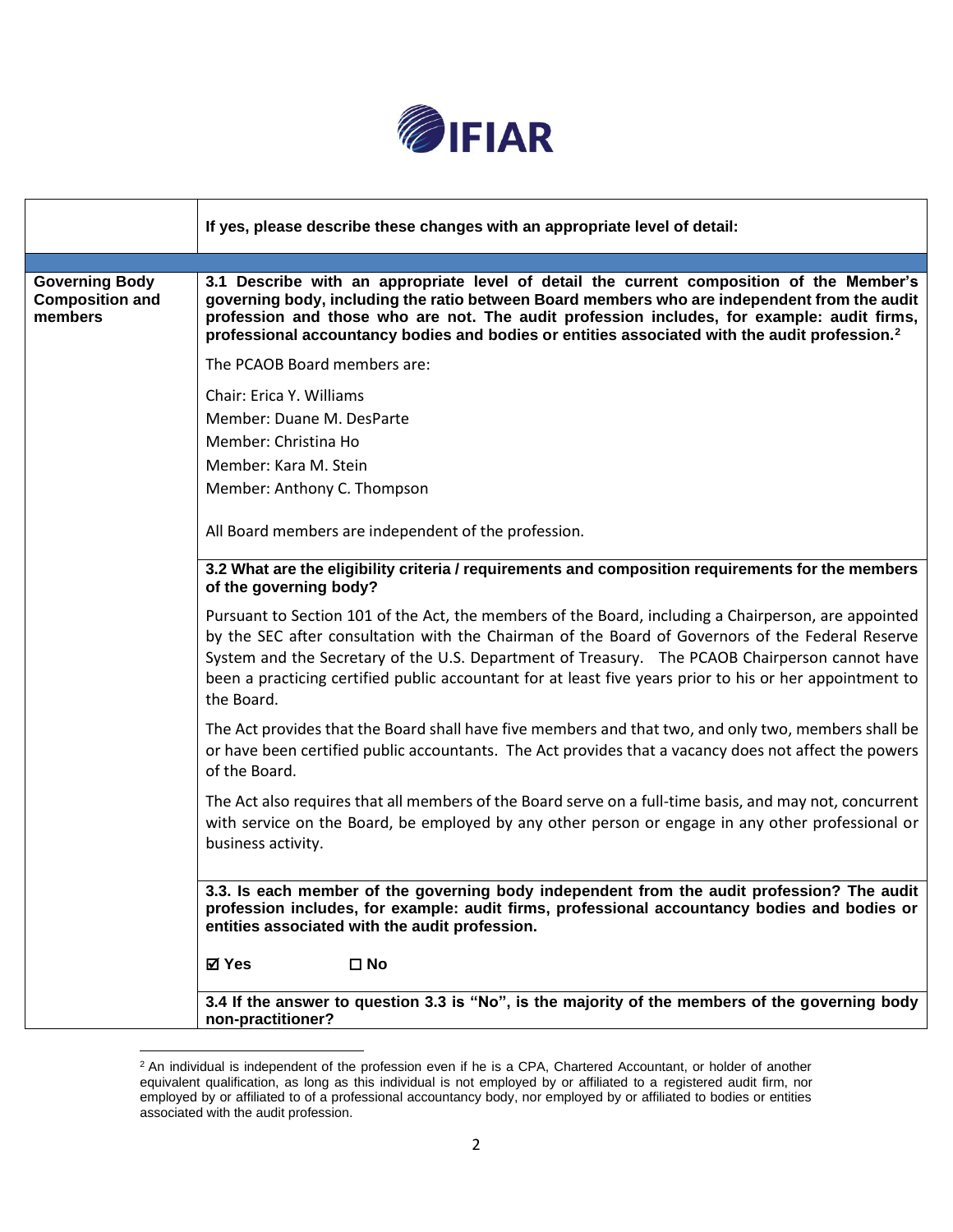| | If yes, please describe these changes with an appropriate level of detail: |
|---|---|
| | |
| **Governing Body Composition and members** | **3.1 Describe with an appropriate level of detail the current composition of the Member's governing body, including the ratio between Board members who are independent from the audit profession and those who are not. The audit profession includes, for example: audit firms, professional accountancy bodies and bodies or entities associated with the audit profession.[2]**<br><br>The PCAOB Board members are:<br><br>Chair: Erica Y. Williams<br>Member: Duane M. DesParte<br>Member: Christina Ho<br>Member: Kara M. Stein<br>Member: Anthony C. Thompson<br><br>All Board members are independent of the profession. |
| | **3.2 What are the eligibility criteria / requirements and composition requirements for the members of the governing body?**<br><br>Pursuant to Section 101 of the Act, the members of the Board, including a Chairperson, are appointed by the SEC after consultation with the Chairman of the Board of Governors of the Federal Reserve System and the Secretary of the U.S. Department of Treasury. The PCAOB Chairperson cannot have been a practicing certified public accountant for at least five years prior to his or her appointment to the Board.<br><br>The Act provides that the Board shall have five members and that two, and only two, members shall be or have been certified public accountants. The Act provides that a vacancy does not affect the powers of the Board.<br><br>The Act also requires that all members of the Board serve on a full-time basis, and may not, concurrent with service on the Board, be employed by any other person or engage in any other professional or business activity. |
| | **3.3. Is each member of the governing body independent from the audit profession? The audit profession includes, for example: audit firms, professional accountancy bodies and bodies or entities associated with the audit profession.**<br><br>**☑ Yes ☐ No** |
| | **3.4 If the answer to question 3.3 is "No", is the majority of the members of the governing body non-practitioner?** |

[2] An individual is independent of the profession even if he is a CPA, Chartered Accountant, or holder of another equivalent qualification, as long as this individual is not employed by or affiliated to a registered audit firm, nor employed by or affiliated to of a professional accountancy body, nor employed by or affiliated to bodies or entities associated with the audit profession.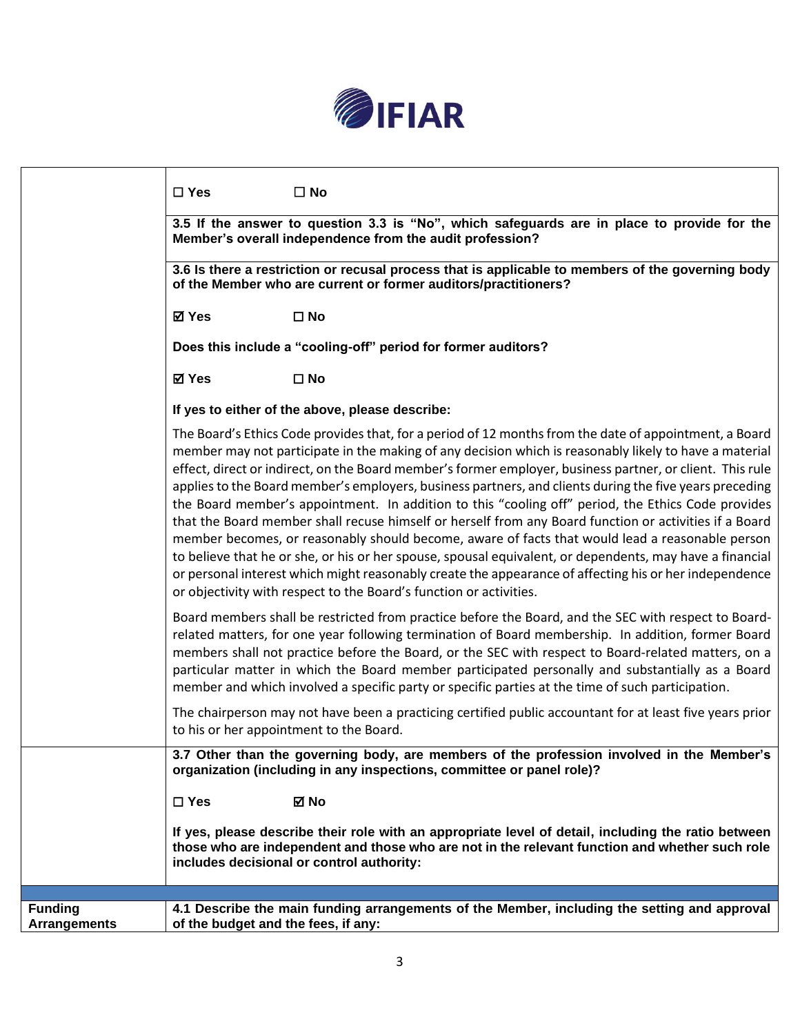| | |
|---|---|
| | ☐ **Yes** ☐ **No** |
| | **3.5 If the answer to question 3.3 is "No", which safeguards are in place to provide for the Member's overall independence from the audit profession?** |
| | **3.6 Is there a restriction or recusal process that is applicable to members of the governing body of the Member who are current or former auditors/practitioners?**<br><br>☑ **Yes** ☐ **No**<br><br>**Does this include a "cooling-off" period for former auditors?**<br><br>☑ **Yes** ☐ **No**<br><br>**If yes to either of the above, please describe:**<br><br>The Board's Ethics Code provides that, for a period of 12 months from the date of appointment, a Board member may not participate in the making of any decision which is reasonably likely to have a material effect, direct or indirect, on the Board member's former employer, business partner, or client. This rule applies to the Board member's employers, business partners, and clients during the five years preceding the Board member's appointment. In addition to this "cooling off" period, the Ethics Code provides that the Board member shall recuse himself or herself from any Board function or activities if a Board member becomes, or reasonably should become, aware of facts that would lead a reasonable person to believe that he or she, or his or her spouse, spousal equivalent, or dependents, may have a financial or personal interest which might reasonably create the appearance of affecting his or her independence or objectivity with respect to the Board's function or activities.<br><br>Board members shall be restricted from practice before the Board, and the SEC with respect to Board-related matters, for one year following termination of Board membership. In addition, former Board members shall not practice before the Board, or the SEC with respect to Board-related matters, on a particular matter in which the Board member participated personally and substantially as a Board member and which involved a specific party or specific parties at the time of such participation.<br><br>The chairperson may not have been a practicing certified public accountant for at least five years prior to his or her appointment to the Board. |
| | **3.7 Other than the governing body, are members of the profession involved in the Member's organization (including in any inspections, committee or panel role)?**<br><br>☐ **Yes** ☑ **No**<br><br>**If yes, please describe their role with an appropriate level of detail, including the ratio between those who are independent and those who are not in the relevant function and whether such role includes decisional or control authority:** |
| | |
| **Funding Arrangements** | **4.1 Describe the main funding arrangements of the Member, including the setting and approval of the budget and the fees, if any:** |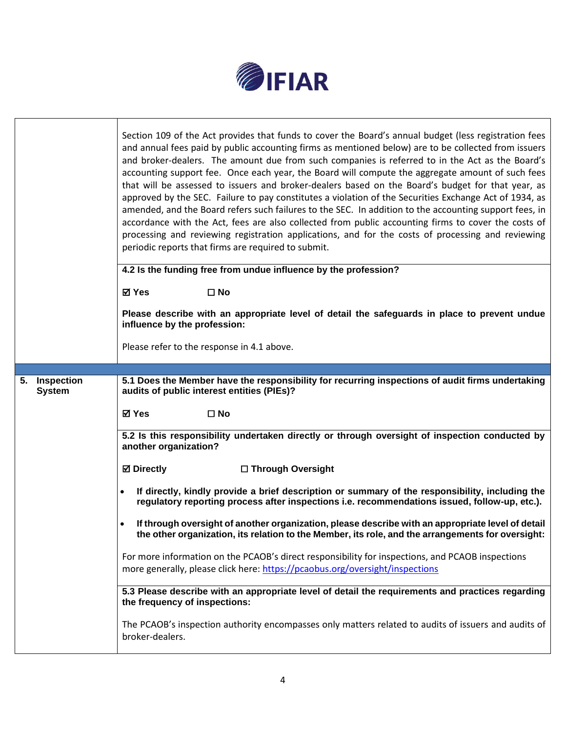| | |
|---|---|
| | Section 109 of the Act provides that funds to cover the Board's annual budget (less registration fees and annual fees paid by public accounting firms as mentioned below) are to be collected from issuers and broker-dealers. The amount due from such companies is referred to in the Act as the Board's accounting support fee. Once each year, the Board will compute the aggregate amount of such fees that will be assessed to issuers and broker-dealers based on the Board's budget for that year, as approved by the SEC. Failure to pay constitutes a violation of the Securities Exchange Act of 1934, as amended, and the Board refers such failures to the SEC. In addition to the accounting support fees, in accordance with the Act, fees are also collected from public accounting firms to cover the costs of processing and reviewing registration applications, and for the costs of processing and reviewing periodic reports that firms are required to submit. |
| | **4.2 Is the funding free from undue influence by the profession?**<br><br>**☑ Yes ☐ No**<br><br>**Please describe with an appropriate level of detail the safeguards in place to prevent undue influence by the profession:**<br><br>Please refer to the response in 4.1 above. |
| | |
| **5. Inspection System** | **5.1 Does the Member have the responsibility for recurring inspections of audit firms undertaking audits of public interest entities (PIEs)?**<br><br>**☑ Yes ☐ No** |
| | **5.2 Is this responsibility undertaken directly or through oversight of inspection conducted by another organization?**<br><br>**☑ Directly ☐ Through Oversight**<br><br>• **If directly, kindly provide a brief description or summary of the responsibility, including the regulatory reporting process after inspections i.e. recommendations issued, follow-up, etc.).**<br>• **If through oversight of another organization, please describe with an appropriate level of detail the other organization, its relation to the Member, its role, and the arrangements for oversight:**<br><br>For more information on the PCAOB's direct responsibility for inspections, and PCAOB inspections more generally, please click here: https://pcaobus.org/oversight/inspections |
| | **5.3 Please describe with an appropriate level of detail the requirements and practices regarding the frequency of inspections:**<br><br>The PCAOB's inspection authority encompasses only matters related to audits of issuers and audits of broker-dealers. |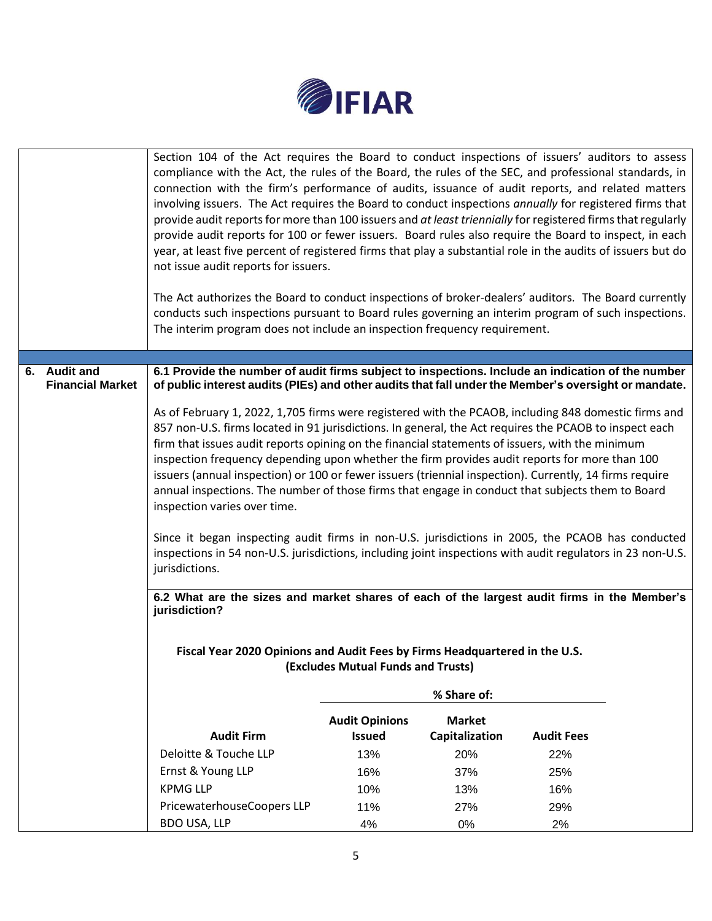Section 104 of the Act requires the Board to conduct inspections of issuers' auditors to assess compliance with the Act, the rules of the Board, the rules of the SEC, and professional standards, in connection with the firm's performance of audits, issuance of audit reports, and related matters involving issuers. The Act requires the Board to conduct inspections *annually* for registered firms that provide audit reports for more than 100 issuers and *at least triennially* for registered firms that regularly provide audit reports for 100 or fewer issuers. Board rules also require the Board to inspect, in each year, at least five percent of registered firms that play a substantial role in the audits of issuers but do not issue audit reports for issuers.

The Act authorizes the Board to conduct inspections of broker-dealers' auditors. The Board currently conducts such inspections pursuant to Board rules governing an interim program of such inspections. The interim program does not include an inspection frequency requirement.

## 6. Audit and Financial Market

**6.1 Provide the number of audit firms subject to inspections. Include an indication of the number of public interest audits (PIEs) and other audits that fall under the Member's oversight or mandate.**

As of February 1, 2022, 1,705 firms were registered with the PCAOB, including 848 domestic firms and 857 non-U.S. firms located in 91 jurisdictions. In general, the Act requires the PCAOB to inspect each firm that issues audit reports opining on the financial statements of issuers, with the minimum inspection frequency depending upon whether the firm provides audit reports for more than 100 issuers (annual inspection) or 100 or fewer issuers (triennial inspection). Currently, 14 firms require annual inspections. The number of those firms that engage in conduct that subjects them to Board inspection varies over time.

Since it began inspecting audit firms in non-U.S. jurisdictions in 2005, the PCAOB has conducted inspections in 54 non-U.S. jurisdictions, including joint inspections with audit regulators in 23 non-U.S. jurisdictions.

**6.2 What are the sizes and market shares of each of the largest audit firms in the Member's jurisdiction?**

**Fiscal Year 2020 Opinions and Audit Fees by Firms Headquartered in the U.S. (Excludes Mutual Funds and Trusts)**

| | % Share of: | | |
|---|---|---|---|
| **Audit Firm** | **Audit Opinions Issued** | **Market Capitalization** | **Audit Fees** |
| Deloitte & Touche LLP | 13% | 20% | 22% |
| Ernst & Young LLP | 16% | 37% | 25% |
| KPMG LLP | 10% | 13% | 16% |
| PricewaterhouseCoopers LLP | 11% | 27% | 29% |
| BDO USA, LLP | 4% | 0% | 2% |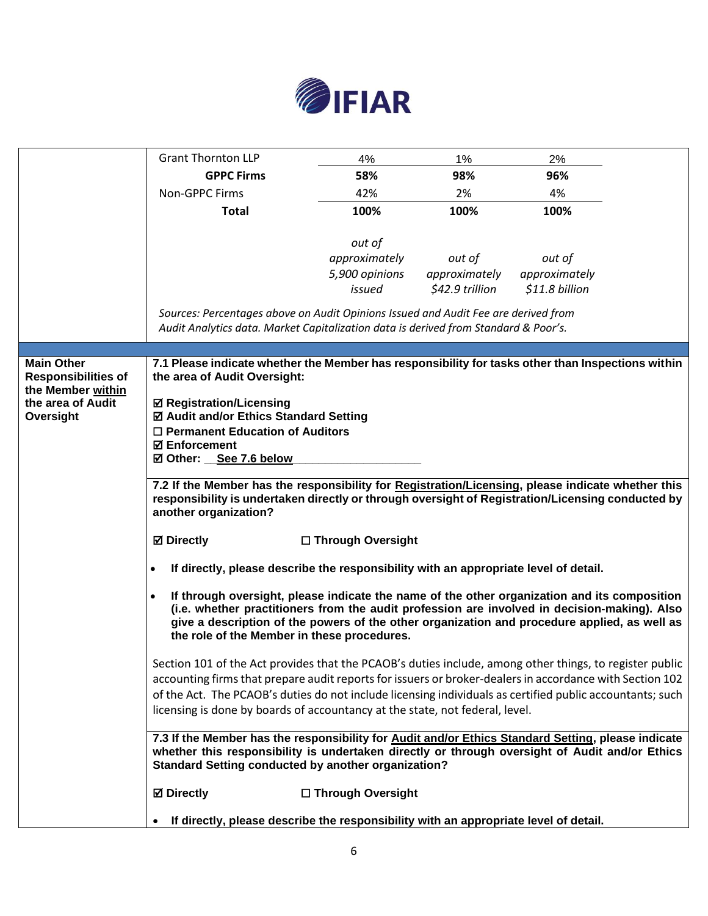| | | | |
|---|---|---|---|
| Grant Thornton LLP | 4% | 1% | 2% |
| **GPPC Firms** | **58%** | **98%** | **96%** |
| Non-GPPC Firms | 42% | 2% | 4% |
| **Total** | **100%** | **100%** | **100%** |
| | *out of approximately 5,900 opinions issued* | *out of approximately $42.9 trillion* | *out of approximately $11.8 billion* |

*Sources: Percentages above on Audit Opinions Issued and Audit Fee are derived from Audit Analytics data. Market Capitalization data is derived from Standard & Poor's.*

## Main Other Responsibilities of the Member within the area of Audit Oversight

**7.1 Please indicate whether the Member has responsibility for tasks other than Inspections within the area of Audit Oversight:**

☑ **Registration/Licensing**
☑ **Audit and/or Ethics Standard Setting**
☐ **Permanent Education of Auditors**
☑ **Enforcement**
☑ **Other: __See 7.6 below__________________**

**7.2 If the Member has the responsibility for Registration/Licensing, please indicate whether this responsibility is undertaken directly or through oversight of Registration/Licensing conducted by another organization?**

☑ **Directly** ☐ **Through Oversight**

- **If directly, please describe the responsibility with an appropriate level of detail.**
- **If through oversight, please indicate the name of the other organization and its composition (i.e. whether practitioners from the audit profession are involved in decision-making). Also give a description of the powers of the other organization and procedure applied, as well as the role of the Member in these procedures.**

Section 101 of the Act provides that the PCAOB's duties include, among other things, to register public accounting firms that prepare audit reports for issuers or broker-dealers in accordance with Section 102 of the Act. The PCAOB's duties do not include licensing individuals as certified public accountants; such licensing is done by boards of accountancy at the state, not federal, level.

**7.3 If the Member has the responsibility for Audit and/or Ethics Standard Setting, please indicate whether this responsibility is undertaken directly or through oversight of Audit and/or Ethics Standard Setting conducted by another organization?**

☑ **Directly** ☐ **Through Oversight**

- **If directly, please describe the responsibility with an appropriate level of detail.**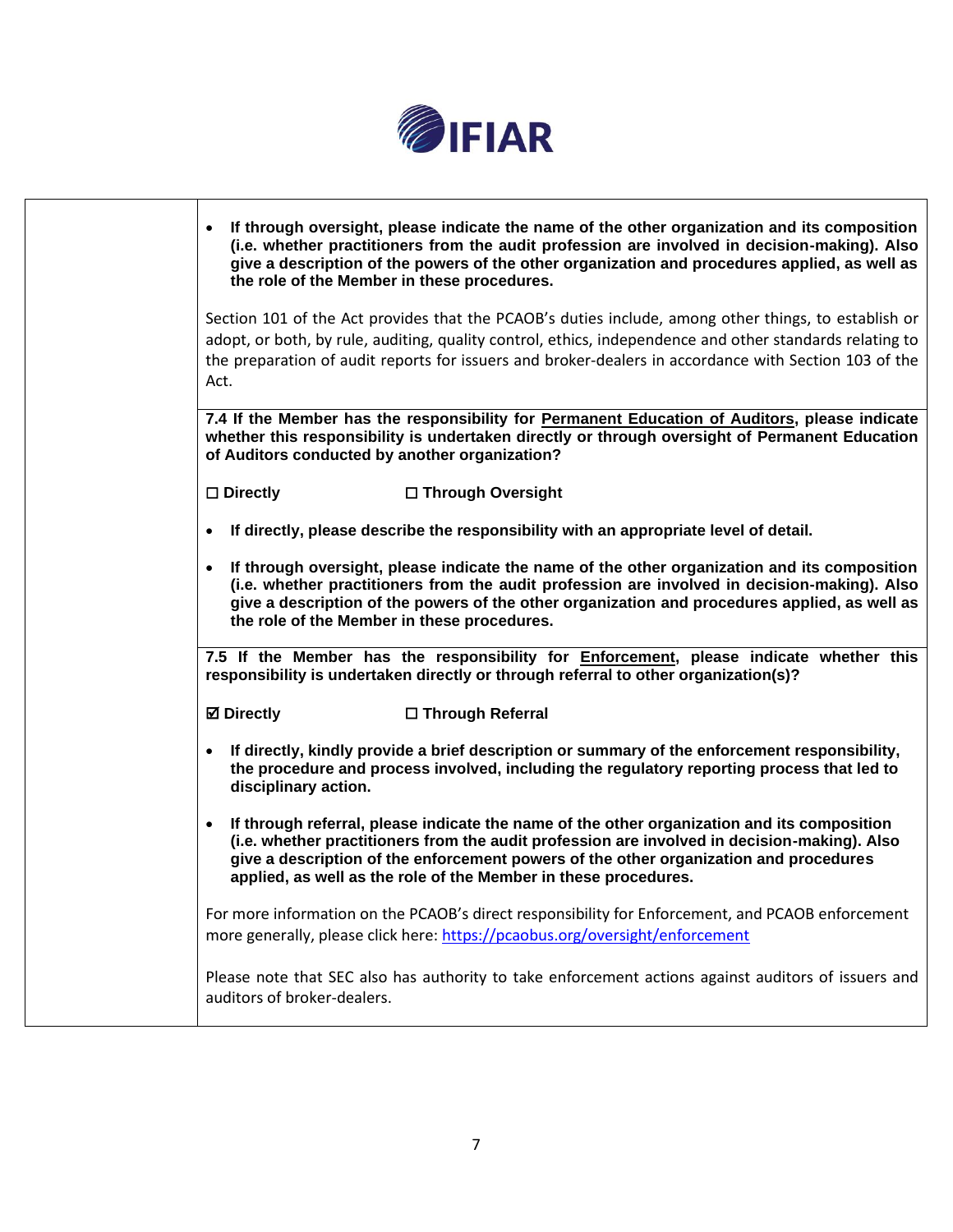| | |
|---|---|
| | • **If through oversight, please indicate the name of the other organization and its composition (i.e. whether practitioners from the audit profession are involved in decision-making). Also give a description of the powers of the other organization and procedures applied, as well as the role of the Member in these procedures.**<br><br>Section 101 of the Act provides that the PCAOB's duties include, among other things, to establish or adopt, or both, by rule, auditing, quality control, ethics, independence and other standards relating to the preparation of audit reports for issuers and broker-dealers in accordance with Section 103 of the Act. |
| | **7.4 If the Member has the responsibility for <u>Permanent Education of Auditors</u>, please indicate whether this responsibility is undertaken directly or through oversight of Permanent Education of Auditors conducted by another organization?**<br><br>**☐ Directly ☐ Through Oversight**<br><br>• **If directly, please describe the responsibility with an appropriate level of detail.**<br><br>• **If through oversight, please indicate the name of the other organization and its composition (i.e. whether practitioners from the audit profession are involved in decision-making). Also give a description of the powers of the other organization and procedures applied, as well as the role of the Member in these procedures.** |
| | **7.5 If the Member has the responsibility for <u>Enforcement</u>, please indicate whether this responsibility is undertaken directly or through referral to other organization(s)?**<br><br>**☑ Directly ☐ Through Referral**<br><br>• **If directly, kindly provide a brief description or summary of the enforcement responsibility, the procedure and process involved, including the regulatory reporting process that led to disciplinary action.**<br><br>• **If through referral, please indicate the name of the other organization and its composition (i.e. whether practitioners from the audit profession are involved in decision-making). Also give a description of the enforcement powers of the other organization and procedures applied, as well as the role of the Member in these procedures.**<br><br>For more information on the PCAOB's direct responsibility for Enforcement, and PCAOB enforcement more generally, please click here: https://pcaobus.org/oversight/enforcement<br><br>Please note that SEC also has authority to take enforcement actions against auditors of issuers and auditors of broker-dealers. |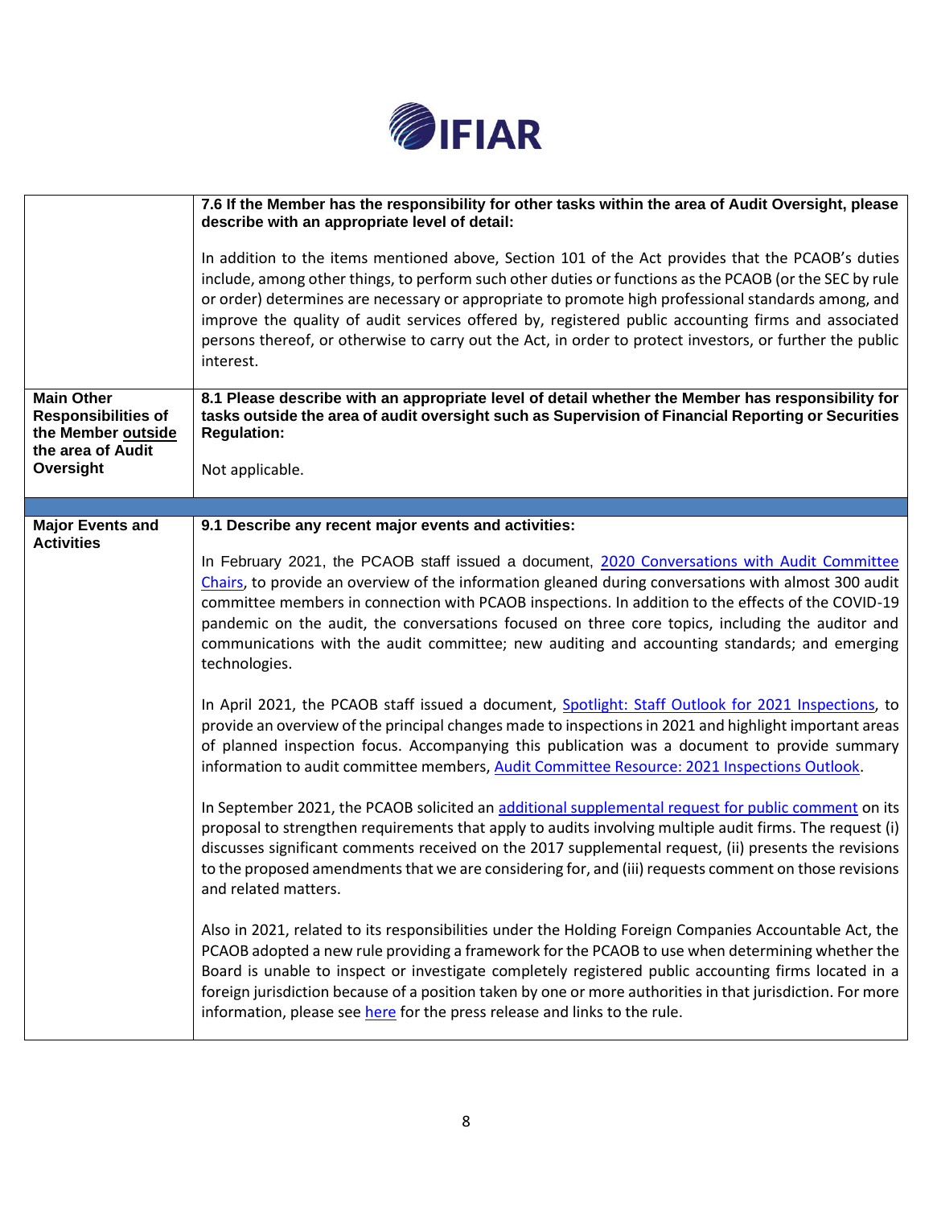| | |
|---|---|
| | **7.6 If the Member has the responsibility for other tasks within the area of Audit Oversight, please describe with an appropriate level of detail:**<br><br>In addition to the items mentioned above, Section 101 of the Act provides that the PCAOB's duties include, among other things, to perform such other duties or functions as the PCAOB (or the SEC by rule or order) determines are necessary or appropriate to promote high professional standards among, and improve the quality of audit services offered by, registered public accounting firms and associated persons thereof, or otherwise to carry out the Act, in order to protect investors, or further the public interest. |
| **Main Other Responsibilities of the Member outside the area of Audit Oversight** | **8.1 Please describe with an appropriate level of detail whether the Member has responsibility for tasks outside the area of audit oversight such as Supervision of Financial Reporting or Securities Regulation:**<br><br>Not applicable. |
| | |
| **Major Events and Activities** | **9.1 Describe any recent major events and activities:**<br><br>In February 2021, the PCAOB staff issued a document, 2020 Conversations with Audit Committee Chairs, to provide an overview of the information gleaned during conversations with almost 300 audit committee members in connection with PCAOB inspections. In addition to the effects of the COVID-19 pandemic on the audit, the conversations focused on three core topics, including the auditor and communications with the audit committee; new auditing and accounting standards; and emerging technologies.<br><br>In April 2021, the PCAOB staff issued a document, Spotlight: Staff Outlook for 2021 Inspections, to provide an overview of the principal changes made to inspections in 2021 and highlight important areas of planned inspection focus. Accompanying this publication was a document to provide summary information to audit committee members, Audit Committee Resource: 2021 Inspections Outlook.<br><br>In September 2021, the PCAOB solicited an additional supplemental request for public comment on its proposal to strengthen requirements that apply to audits involving multiple audit firms. The request (i) discusses significant comments received on the 2017 supplemental request, (ii) presents the revisions to the proposed amendments that we are considering for, and (iii) requests comment on those revisions and related matters.<br><br>Also in 2021, related to its responsibilities under the Holding Foreign Companies Accountable Act, the PCAOB adopted a new rule providing a framework for the PCAOB to use when determining whether the Board is unable to inspect or investigate completely registered public accounting firms located in a foreign jurisdiction because of a position taken by one or more authorities in that jurisdiction. For more information, please see here for the press release and links to the rule. |